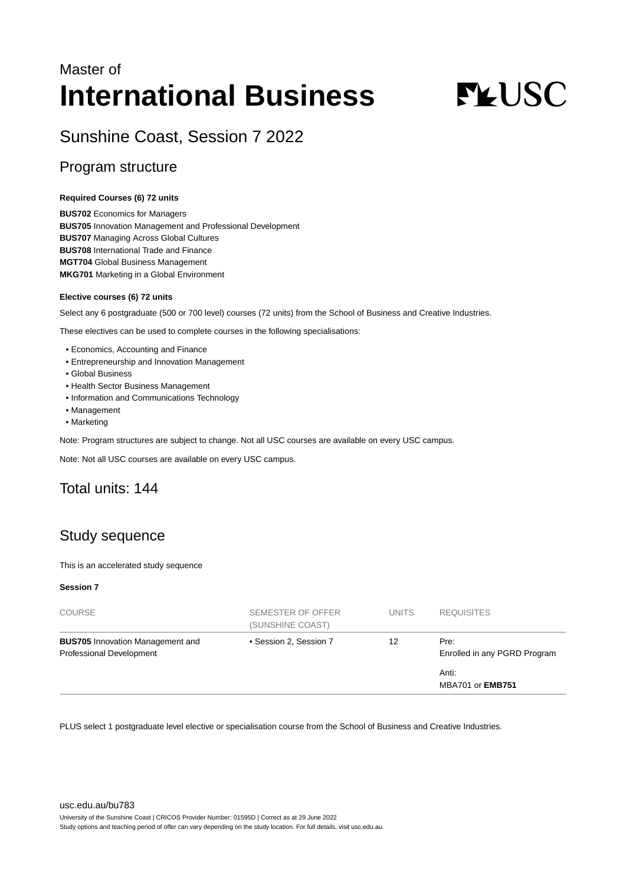Master of

# International Business

## Sunshine Coast, Session 7 2022

## Program structure

**Required Courses (6) 72 units**

**BUS702** Economics for Managers
**BUS705** Innovation Management and Professional Development
**BUS707** Managing Across Global Cultures
**BUS708** International Trade and Finance
**MGT704** Global Business Management
**MKG701** Marketing in a Global Environment

**Elective courses (6) 72 units**

Select any 6 postgraduate (500 or 700 level) courses (72 units) from the School of Business and Creative Industries.

These electives can be used to complete courses in the following specialisations:

- Economics, Accounting and Finance
- Entrepreneurship and Innovation Management
- Global Business
- Health Sector Business Management
- Information and Communications Technology
- Management
- Marketing

Note: Program structures are subject to change. Not all USC courses are available on every USC campus.

Note: Not all USC courses are available on every USC campus.

## Total units: 144

## Study sequence

This is an accelerated study sequence

**Session 7**

| COURSE | SEMESTER OF OFFER (SUNSHINE COAST) | UNITS | REQUISITES |
|---|---|---|---|
| **BUS705** Innovation Management and Professional Development | • Session 2, Session 7 | 12 | Pre: Enrolled in any PGRD Program<br>Anti: MBA701 or **EMB751** |

PLUS select 1 postgraduate level elective or specialisation course from the School of Business and Creative Industries.

usc.edu.au/bu783

University of the Sunshine Coast | CRICOS Provider Number: 01595D | Correct as at 29 June 2022
Study options and teaching period of offer can vary depending on the study location. For full details, visit usc.edu.au.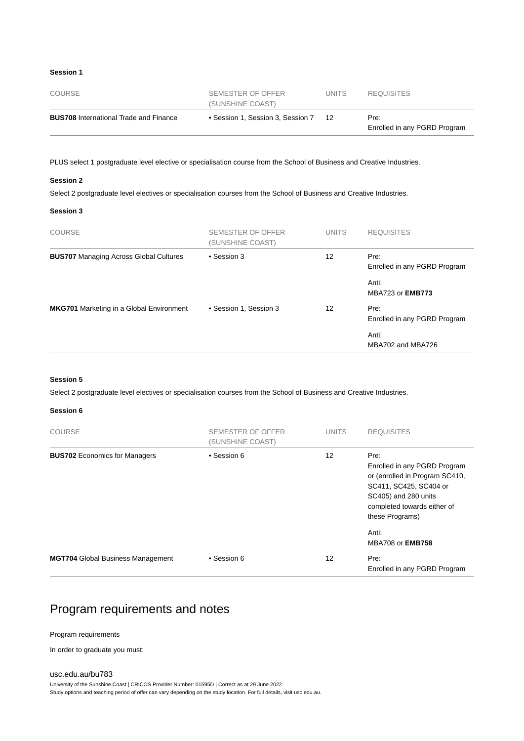**Session 1**

| COURSE | SEMESTER OF OFFER (SUNSHINE COAST) | UNITS | REQUISITES |
|---|---|---|---|
| **BUS708** International Trade and Finance | • Session 1, Session 3, Session 7 | 12 | Pre: Enrolled in any PGRD Program |

PLUS select 1 postgraduate level elective or specialisation course from the School of Business and Creative Industries.

**Session 2**

Select 2 postgraduate level electives or specialisation courses from the School of Business and Creative Industries.

**Session 3**

| COURSE | SEMESTER OF OFFER (SUNSHINE COAST) | UNITS | REQUISITES |
|---|---|---|---|
| **BUS707** Managing Across Global Cultures | • Session 3 | 12 | Pre: Enrolled in any PGRD Program<br><br>Anti: MBA723 or **EMB773** |
| **MKG701** Marketing in a Global Environment | • Session 1, Session 3 | 12 | Pre: Enrolled in any PGRD Program<br><br>Anti: MBA702 and MBA726 |

**Session 5**

Select 2 postgraduate level electives or specialisation courses from the School of Business and Creative Industries.

**Session 6**

| COURSE | SEMESTER OF OFFER (SUNSHINE COAST) | UNITS | REQUISITES |
|---|---|---|---|
| **BUS702** Economics for Managers | • Session 6 | 12 | Pre: Enrolled in any PGRD Program or (enrolled in Program SC410, SC411, SC425, SC404 or SC405) and 280 units completed towards either of these Programs)<br><br>Anti: MBA708 or **EMB758** |
| **MGT704** Global Business Management | • Session 6 | 12 | Pre: Enrolled in any PGRD Program |

## Program requirements and notes

Program requirements

In order to graduate you must: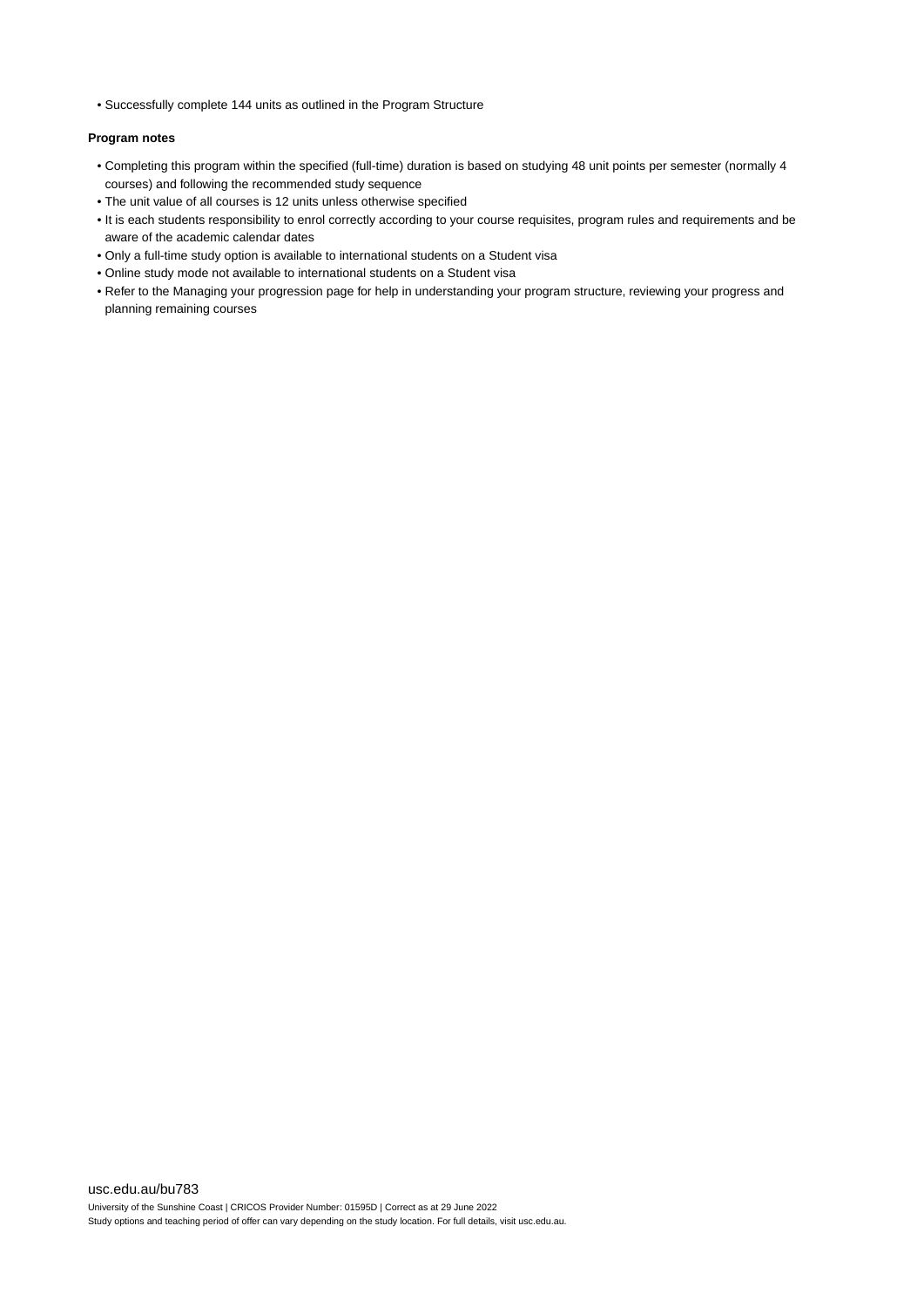- Successfully complete 144 units as outlined in the Program Structure

**Program notes**

- Completing this program within the specified (full-time) duration is based on studying 48 unit points per semester (normally 4 courses) and following the recommended study sequence
- The unit value of all courses is 12 units unless otherwise specified
- It is each students responsibility to enrol correctly according to your course requisites, program rules and requirements and be aware of the academic calendar dates
- Only a full-time study option is available to international students on a Student visa
- Online study mode not available to international students on a Student visa
- Refer to the Managing your progression page for help in understanding your program structure, reviewing your progress and planning remaining courses